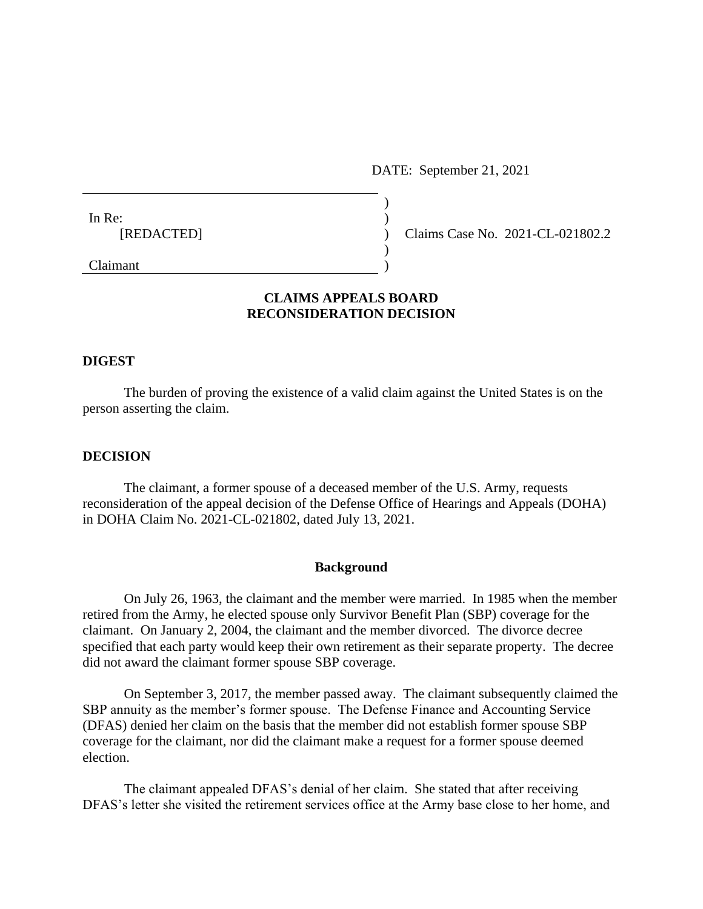DATE: September 21, 2021

In Re:
[REDACTED]

Claimant

Claims Case No. 2021-CL-021802.2

## CLAIMS APPEALS BOARD
## RECONSIDERATION DECISION

### DIGEST

The burden of proving the existence of a valid claim against the United States is on the person asserting the claim.

### DECISION

The claimant, a former spouse of a deceased member of the U.S. Army, requests reconsideration of the appeal decision of the Defense Office of Hearings and Appeals (DOHA) in DOHA Claim No. 2021-CL-021802, dated July 13, 2021.

#### Background

On July 26, 1963, the claimant and the member were married. In 1985 when the member retired from the Army, he elected spouse only Survivor Benefit Plan (SBP) coverage for the claimant. On January 2, 2004, the claimant and the member divorced. The divorce decree specified that each party would keep their own retirement as their separate property. The decree did not award the claimant former spouse SBP coverage.

On September 3, 2017, the member passed away. The claimant subsequently claimed the SBP annuity as the member's former spouse. The Defense Finance and Accounting Service (DFAS) denied her claim on the basis that the member did not establish former spouse SBP coverage for the claimant, nor did the claimant make a request for a former spouse deemed election.

The claimant appealed DFAS's denial of her claim. She stated that after receiving DFAS's letter she visited the retirement services office at the Army base close to her home, and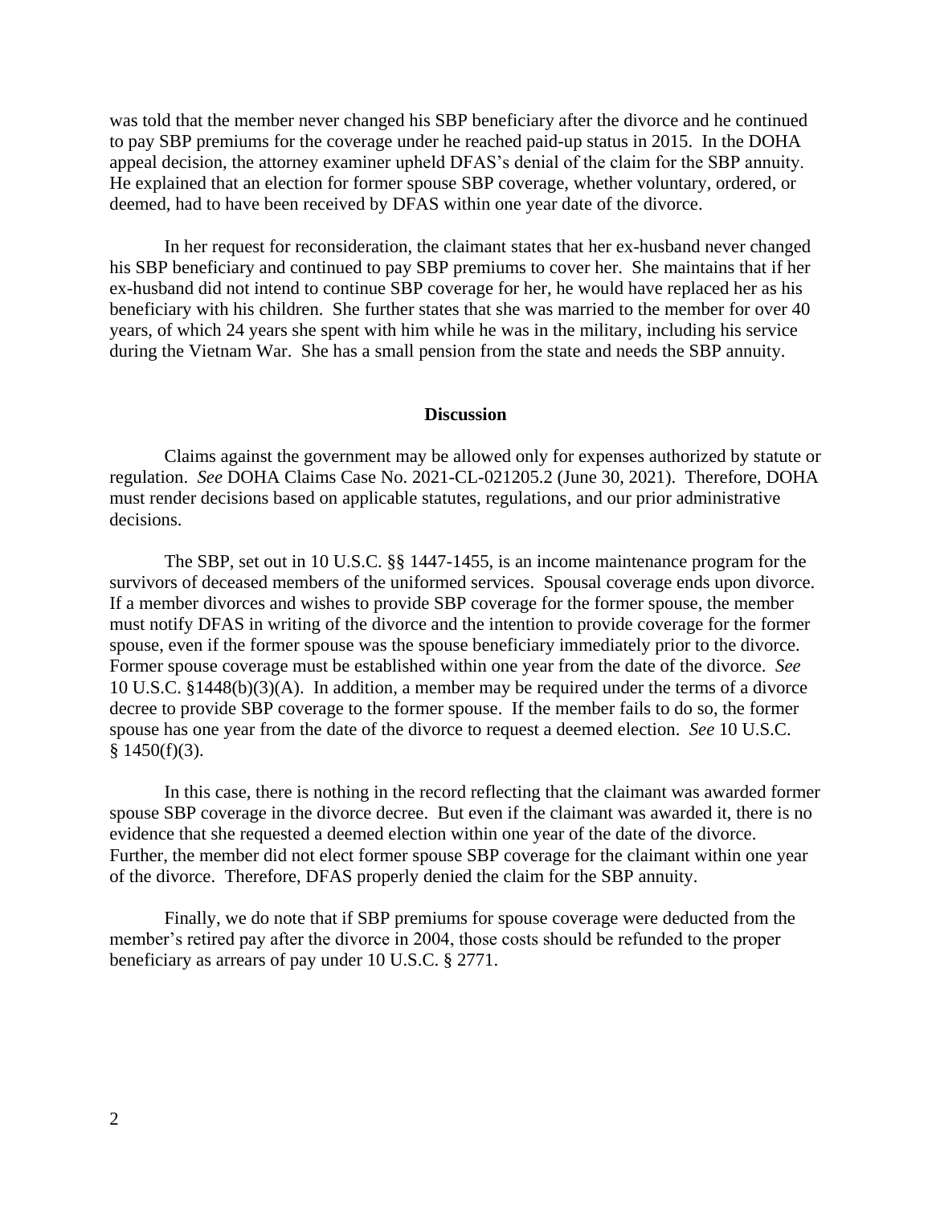was told that the member never changed his SBP beneficiary after the divorce and he continued to pay SBP premiums for the coverage under he reached paid-up status in 2015. In the DOHA appeal decision, the attorney examiner upheld DFAS's denial of the claim for the SBP annuity. He explained that an election for former spouse SBP coverage, whether voluntary, ordered, or deemed, had to have been received by DFAS within one year date of the divorce.

In her request for reconsideration, the claimant states that her ex-husband never changed his SBP beneficiary and continued to pay SBP premiums to cover her. She maintains that if her ex-husband did not intend to continue SBP coverage for her, he would have replaced her as his beneficiary with his children. She further states that she was married to the member for over 40 years, of which 24 years she spent with him while he was in the military, including his service during the Vietnam War. She has a small pension from the state and needs the SBP annuity.

## Discussion

Claims against the government may be allowed only for expenses authorized by statute or regulation. *See* DOHA Claims Case No. 2021-CL-021205.2 (June 30, 2021). Therefore, DOHA must render decisions based on applicable statutes, regulations, and our prior administrative decisions.

The SBP, set out in 10 U.S.C. §§ 1447-1455, is an income maintenance program for the survivors of deceased members of the uniformed services. Spousal coverage ends upon divorce. If a member divorces and wishes to provide SBP coverage for the former spouse, the member must notify DFAS in writing of the divorce and the intention to provide coverage for the former spouse, even if the former spouse was the spouse beneficiary immediately prior to the divorce. Former spouse coverage must be established within one year from the date of the divorce. *See* 10 U.S.C. §1448(b)(3)(A). In addition, a member may be required under the terms of a divorce decree to provide SBP coverage to the former spouse. If the member fails to do so, the former spouse has one year from the date of the divorce to request a deemed election. *See* 10 U.S.C. § 1450(f)(3).

In this case, there is nothing in the record reflecting that the claimant was awarded former spouse SBP coverage in the divorce decree. But even if the claimant was awarded it, there is no evidence that she requested a deemed election within one year of the date of the divorce. Further, the member did not elect former spouse SBP coverage for the claimant within one year of the divorce. Therefore, DFAS properly denied the claim for the SBP annuity.

Finally, we do note that if SBP premiums for spouse coverage were deducted from the member's retired pay after the divorce in 2004, those costs should be refunded to the proper beneficiary as arrears of pay under 10 U.S.C. § 2771.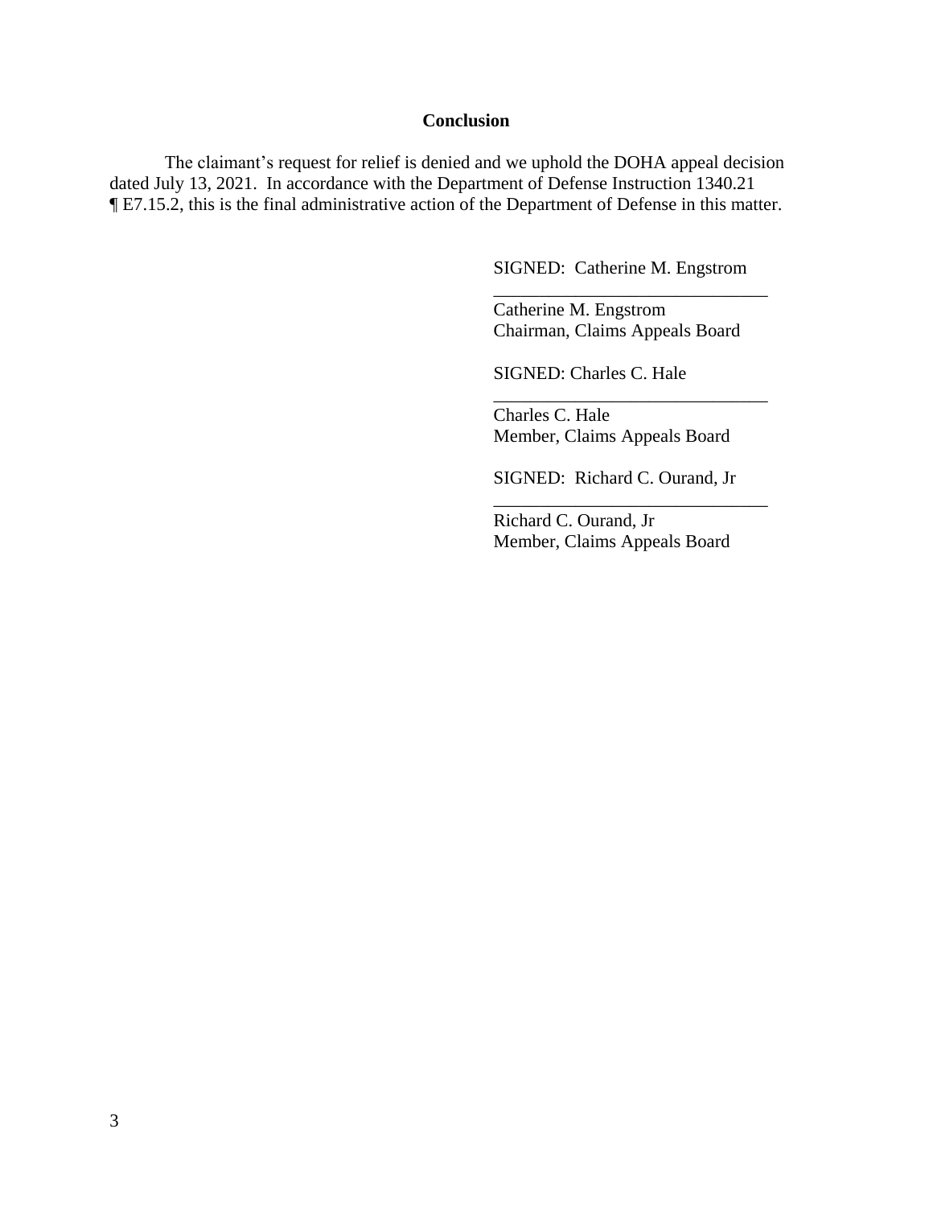## Conclusion

The claimant's request for relief is denied and we uphold the DOHA appeal decision dated July 13, 2021. In accordance with the Department of Defense Instruction 1340.21 ¶ E7.15.2, this is the final administrative action of the Department of Defense in this matter.

SIGNED: Catherine M. Engstrom

______________________________

Catherine M. Engstrom
Chairman, Claims Appeals Board

SIGNED: Charles C. Hale

______________________________

Charles C. Hale
Member, Claims Appeals Board

SIGNED: Richard C. Ourand, Jr

______________________________

Richard C. Ourand, Jr
Member, Claims Appeals Board